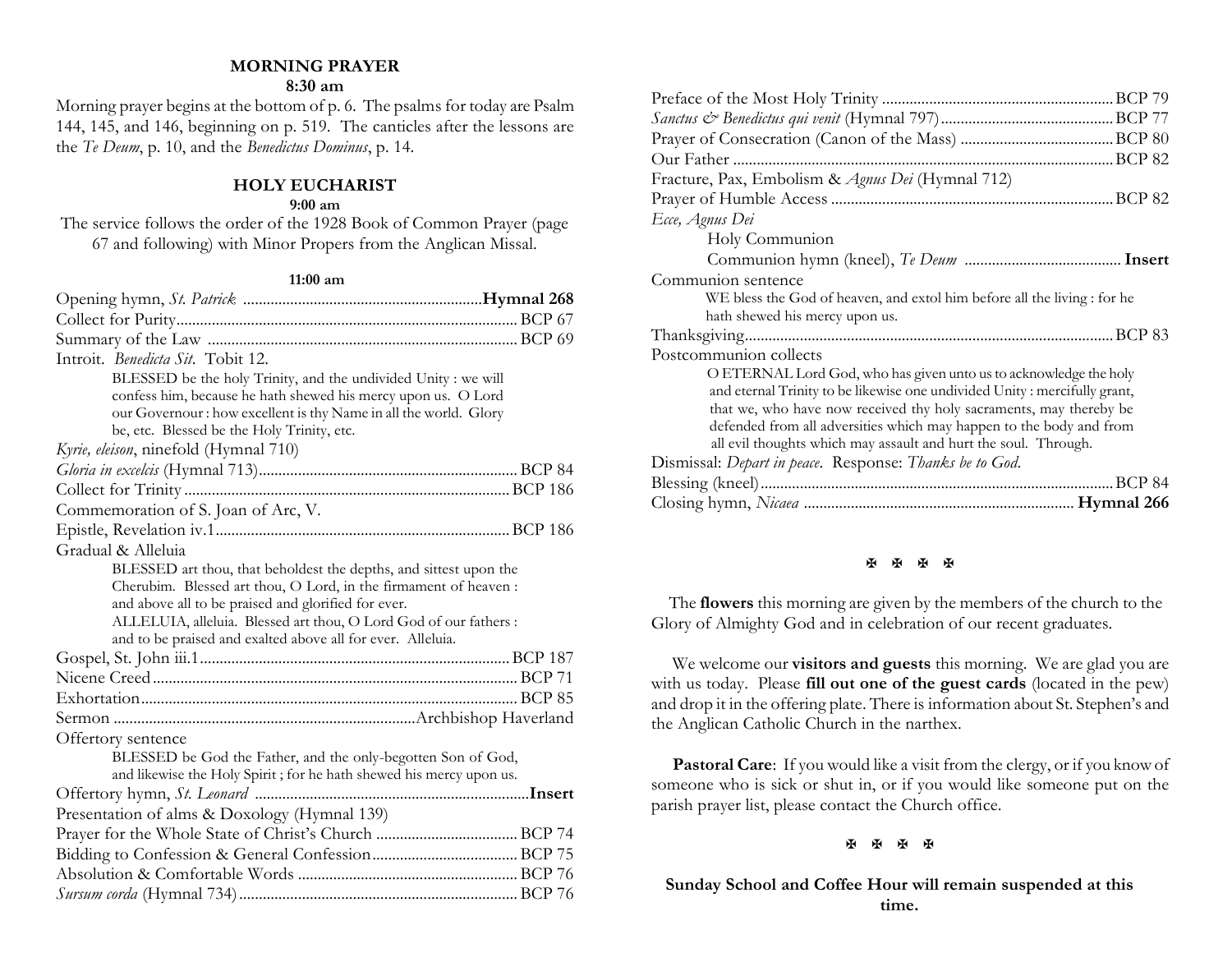## MORNING PRAYER

**8:30 am**

Morning prayer begins at the bottom of p. 6. The psalms for today are Psalm 144, 145, and 146, beginning on p. 519. The canticles after the lessons are the *Te Deum*, p. 10, and the *Benedictus Dominus*, p. 14.

## HOLY EUCHARIST

**9:00 am**

The service follows the order of the 1928 Book of Common Prayer (page 67 and following) with Minor Propers from the Anglican Missal.

**11:00 am**

Opening hymn, *St. Patrick* .......... **Hymnal 268**

Collect for Purity .......... BCP 67

Summary of the Law .......... BCP 69

Introit. *Benedicta Sit*. Tobit 12.

> BLESSED be the holy Trinity, and the undivided Unity : we will confess him, because he hath shewed his mercy upon us. O Lord our Governour : how excellent is thy Name in all the world. Glory be, etc. Blessed be the Holy Trinity, etc.

*Kyrie, eleison*, ninefold (Hymnal 710)

*Gloria in excelcis* (Hymnal 713) .......... BCP 84

Collect for Trinity .......... BCP 186

Commemoration of S. Joan of Arc, V.

Epistle, Revelation iv.1 .......... BCP 186

Gradual & Alleluia

> BLESSED art thou, that beholdest the depths, and sittest upon the Cherubim. Blessed art thou, O Lord, in the firmament of heaven : and above all to be praised and glorified for ever.
> ALLELUIA, alleluia. Blessed art thou, O Lord God of our fathers : and to be praised and exalted above all for ever. Alleluia.

Gospel, St. John iii.1 .......... BCP 187

Nicene Creed .......... BCP 71

Exhortation .......... BCP 85

Sermon .......... Archbishop Haverland

Offertory sentence

> BLESSED be God the Father, and the only-begotten Son of God, and likewise the Holy Spirit ; for he hath shewed his mercy upon us.

Offertory hymn, *St. Leonard* .......... **Insert**

Presentation of alms & Doxology (Hymnal 139)

Prayer for the Whole State of Christ's Church .......... BCP 74

Bidding to Confession & General Confession .......... BCP 75

Absolution & Comfortable Words .......... BCP 76

*Sursum corda* (Hymnal 734) .......... BCP 76

Preface of the Most Holy Trinity .......... BCP 79

*Sanctus & Benedictus qui venit* (Hymnal 797) .......... BCP 77

Prayer of Consecration (Canon of the Mass) .......... BCP 80

Our Father .......... BCP 82

Fracture, Pax, Embolism & *Agnus Dei* (Hymnal 712)

Prayer of Humble Access .......... BCP 82

*Ecce, Agnus Dei*

> Holy Communion
> Communion hymn (kneel), *Te Deum* .......... **Insert**

Communion sentence

> WE bless the God of heaven, and extol him before all the living : for he hath shewed his mercy upon us.

Thanksgiving .......... BCP 83

Postcommunion collects

> O ETERNAL Lord God, who has given unto us to acknowledge the holy and eternal Trinity to be likewise one undivided Unity : mercifully grant, that we, who have now received thy holy sacraments, may thereby be defended from all adversities which may happen to the body and from all evil thoughts which may assault and hurt the soul. Through.

Dismissal: *Depart in peace*. Response: *Thanks be to God*.

Blessing (kneel) .......... BCP 84

Closing hymn, *Nicaea* .......... **Hymnal 266**

✠ ✠ ✠ ✠

The **flowers** this morning are given by the members of the church to the Glory of Almighty God and in celebration of our recent graduates.

We welcome our **visitors and guests** this morning. We are glad you are with us today. Please **fill out one of the guest cards** (located in the pew) and drop it in the offering plate. There is information about St. Stephen's and the Anglican Catholic Church in the narthex.

**Pastoral Care**: If you would like a visit from the clergy, or if you know of someone who is sick or shut in, or if you would like someone put on the parish prayer list, please contact the Church office.

✠ ✠ ✠ ✠

**Sunday School and Coffee Hour will remain suspended at this time.**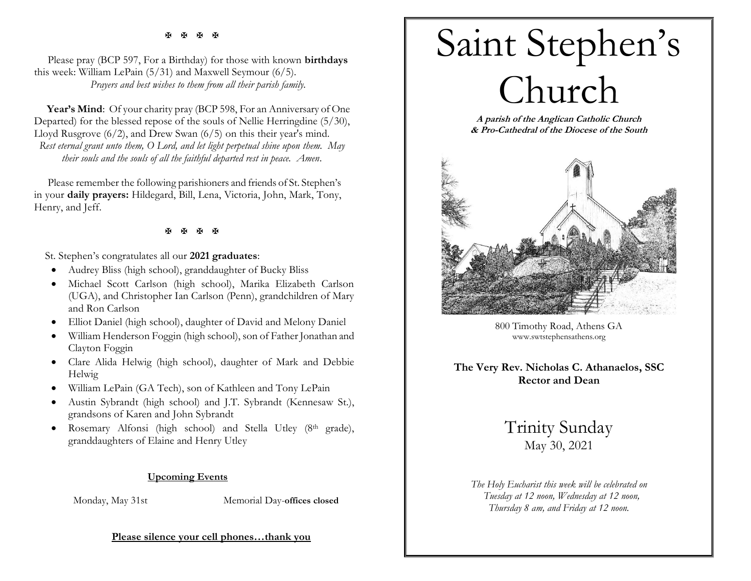✠ ✠ ✠ ✠

Please pray (BCP 597, For a Birthday) for those with known **birthdays** this week: William LePain (5/31) and Maxwell Seymour (6/5).

*Prayers and best wishes to them from all their parish family.*

**Year's Mind**: Of your charity pray (BCP 598, For an Anniversary of One Departed) for the blessed repose of the souls of Nellie Herringdine (5/30), Lloyd Rusgrove (6/2), and Drew Swan (6/5) on this their year's mind.

*Rest eternal grant unto them, O Lord, and let light perpetual shine upon them. May their souls and the souls of all the faithful departed rest in peace. Amen.*

Please remember the following parishioners and friends of St. Stephen's in your **daily prayers:** Hildegard, Bill, Lena, Victoria, John, Mark, Tony, Henry, and Jeff.

✠ ✠ ✠ ✠

St. Stephen's congratulates all our **2021 graduates**:

- Audrey Bliss (high school), granddaughter of Bucky Bliss
- Michael Scott Carlson (high school), Marika Elizabeth Carlson (UGA), and Christopher Ian Carlson (Penn), grandchildren of Mary and Ron Carlson
- Elliot Daniel (high school), daughter of David and Melony Daniel
- William Henderson Foggin (high school), son of Father Jonathan and Clayton Foggin
- Clare Alida Helwig (high school), daughter of Mark and Debbie Helwig
- William LePain (GA Tech), son of Kathleen and Tony LePain
- Austin Sybrandt (high school) and J.T. Sybrandt (Kennesaw St.), grandsons of Karen and John Sybrandt
- Rosemary Alfonsi (high school) and Stella Utley (8th grade), granddaughters of Elaine and Henry Utley

**Upcoming Events**

Monday, May 31st — Memorial Day-**offices closed**

**Please silence your cell phones…thank you**

# Saint Stephen's Church

***A parish of the Anglican Catholic Church & Pro-Cathedral of the Diocese of the South***

800 Timothy Road, Athens GA
www.swtstephensathens.org

**The Very Rev. Nicholas C. Athanaelos, SSC**
**Rector and Dean**

## Trinity Sunday

May 30, 2021

*The Holy Eucharist this week will be celebrated on Tuesday at 12 noon, Wednesday at 12 noon, Thursday 8 am, and Friday at 12 noon.*